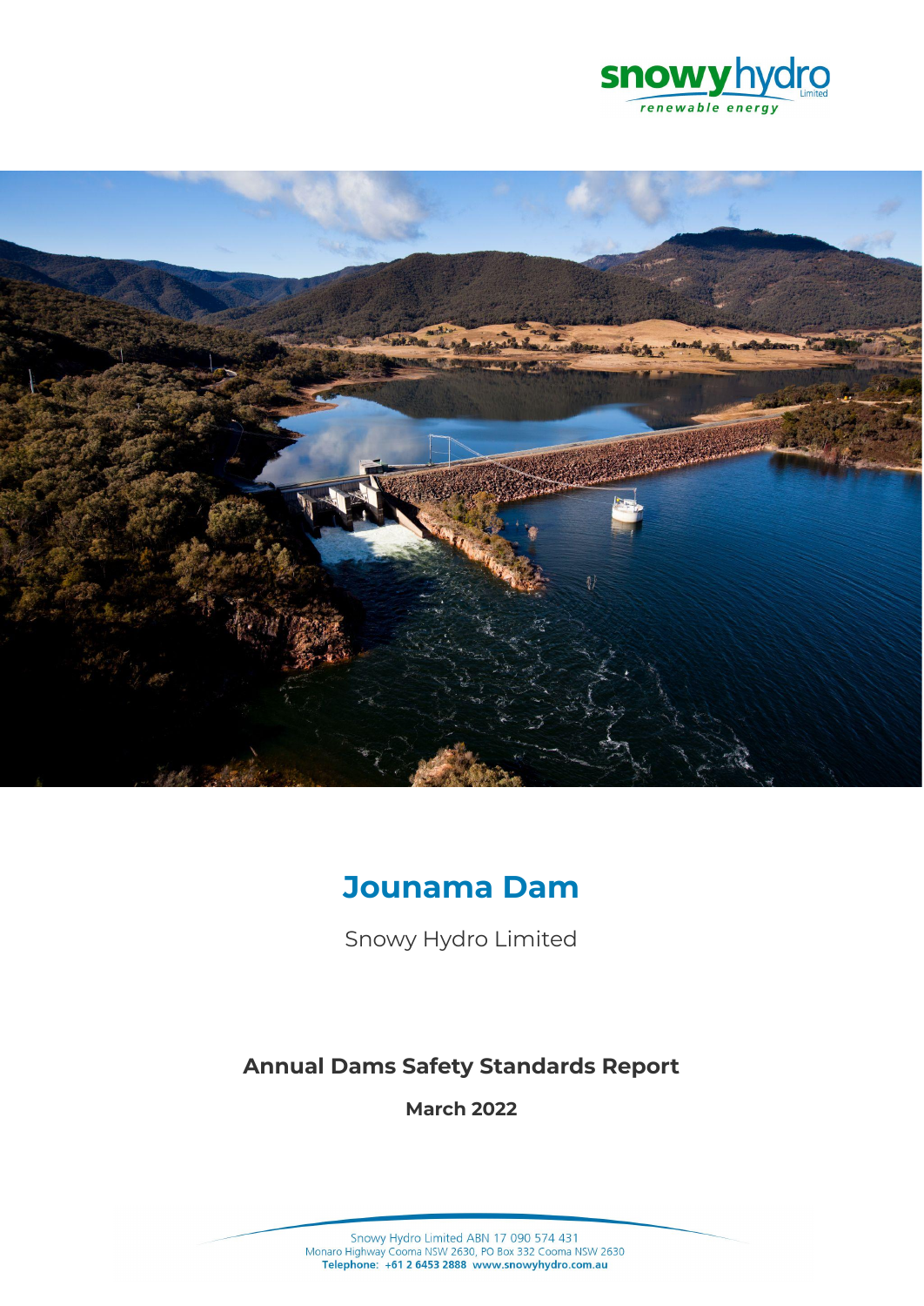snowy hydro Limited
renewable energy

# Jounama Dam

Snowy Hydro Limited

## Annual Dams Safety Standards Report

**March 2022**

Snowy Hydro Limited ABN 17 090 574 431
Monaro Highway Cooma NSW 2630, PO Box 332 Cooma NSW 2630
**Telephone: +61 2 6453 2888 www.snowyhydro.com.au**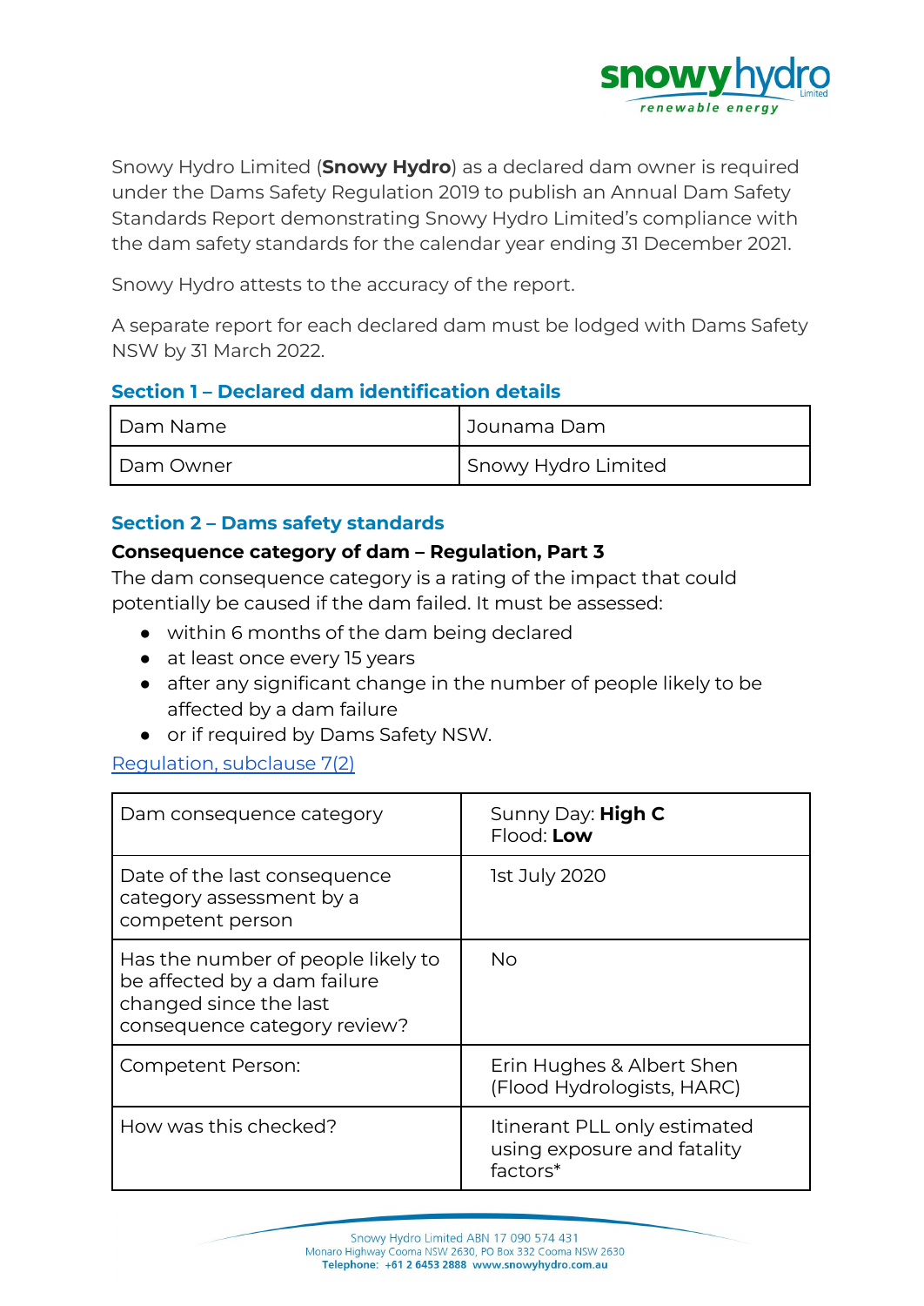Snowy Hydro Limited (**Snowy Hydro**) as a declared dam owner is required under the Dams Safety Regulation 2019 to publish an Annual Dam Safety Standards Report demonstrating Snowy Hydro Limited's compliance with the dam safety standards for the calendar year ending 31 December 2021.

Snowy Hydro attests to the accuracy of the report.

A separate report for each declared dam must be lodged with Dams Safety NSW by 31 March 2022.

## Section 1 – Declared dam identification details

| Dam Name | Jounama Dam |
|---|---|
| Dam Owner | Snowy Hydro Limited |

## Section 2 – Dams safety standards

### Consequence category of dam – Regulation, Part 3

The dam consequence category is a rating of the impact that could potentially be caused if the dam failed. It must be assessed:

- within 6 months of the dam being declared
- at least once every 15 years
- after any significant change in the number of people likely to be affected by a dam failure
- or if required by Dams Safety NSW.

Regulation, subclause 7(2)

| Dam consequence category | Sunny Day: **High C**<br>Flood: **Low** |
|---|---|
| Date of the last consequence category assessment by a competent person | 1st July 2020 |
| Has the number of people likely to be affected by a dam failure changed since the last consequence category review? | No |
| Competent Person: | Erin Hughes & Albert Shen (Flood Hydrologists, HARC) |
| How was this checked? | Itinerant PLL only estimated using exposure and fatality factors* |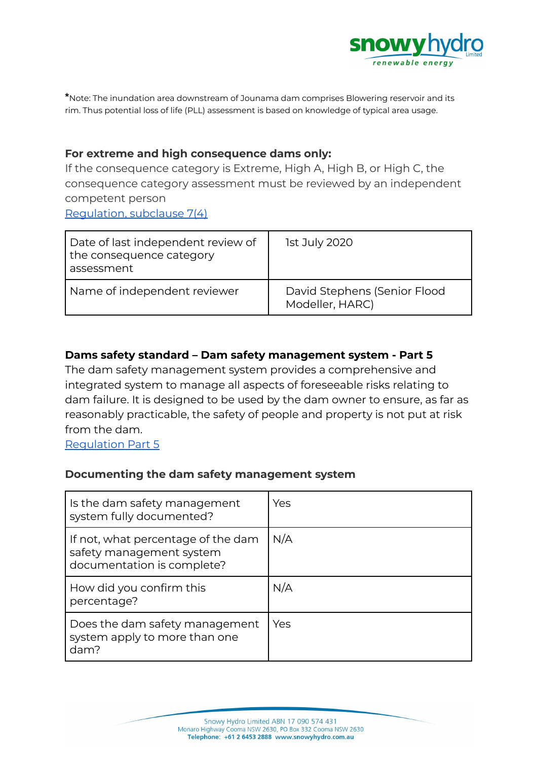*Note: The inundation area downstream of Jounama dam comprises Blowering reservoir and its rim. Thus potential loss of life (PLL) assessment is based on knowledge of typical area usage.

**For extreme and high consequence dams only:**

If the consequence category is Extreme, High A, High B, or High C, the consequence category assessment must be reviewed by an independent competent person

[Regulation, subclause 7(4)](#)

| | |
|---|---|
| Date of last independent review of the consequence category assessment | 1st July 2020 |
| Name of independent reviewer | David Stephens (Senior Flood Modeller, HARC) |

**Dams safety standard – Dam safety management system - Part 5**

The dam safety management system provides a comprehensive and integrated system to manage all aspects of foreseeable risks relating to dam failure. It is designed to be used by the dam owner to ensure, as far as reasonably practicable, the safety of people and property is not put at risk from the dam.

[Regulation Part 5](#)

**Documenting the dam safety management system**

| | |
|---|---|
| Is the dam safety management system fully documented? | Yes |
| If not, what percentage of the dam safety management system documentation is complete? | N/A |
| How did you confirm this percentage? | N/A |
| Does the dam safety management system apply to more than one dam? | Yes |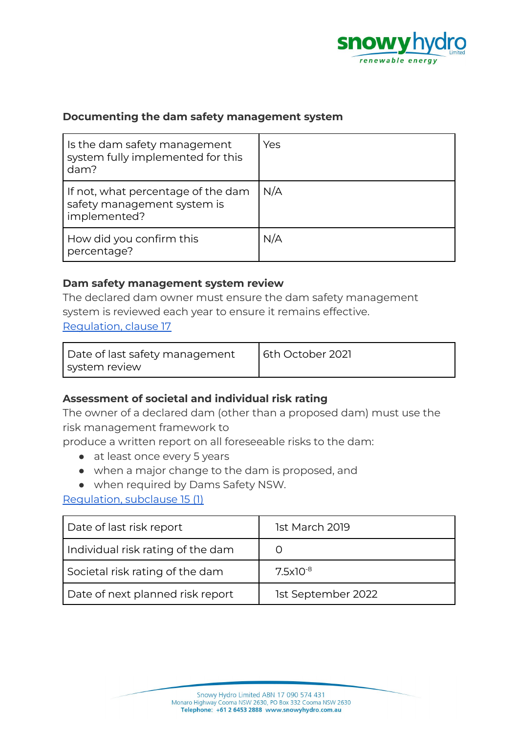### Documenting the dam safety management system

| Is the dam safety management system fully implemented for this dam? | Yes |
|---|---|
| If not, what percentage of the dam safety management system is implemented? | N/A |
| How did you confirm this percentage? | N/A |

### Dam safety management system review

The declared dam owner must ensure the dam safety management system is reviewed each year to ensure it remains effective.
[Regulation, clause 17](#)

| Date of last safety management system review | 6th October 2021 |
|---|---|

### Assessment of societal and individual risk rating

The owner of a declared dam (other than a proposed dam) must use the risk management framework to
produce a written report on all foreseeable risks to the dam:

- at least once every 5 years
- when a major change to the dam is proposed, and
- when required by Dams Safety NSW.

[Regulation, subclause 15 (1)](#)

| Date of last risk report | 1st March 2019 |
|---|---|
| Individual risk rating of the dam | 0 |
| Societal risk rating of the dam | $7.5\text{x}10^{-8}$ |
| Date of next planned risk report | 1st September 2022 |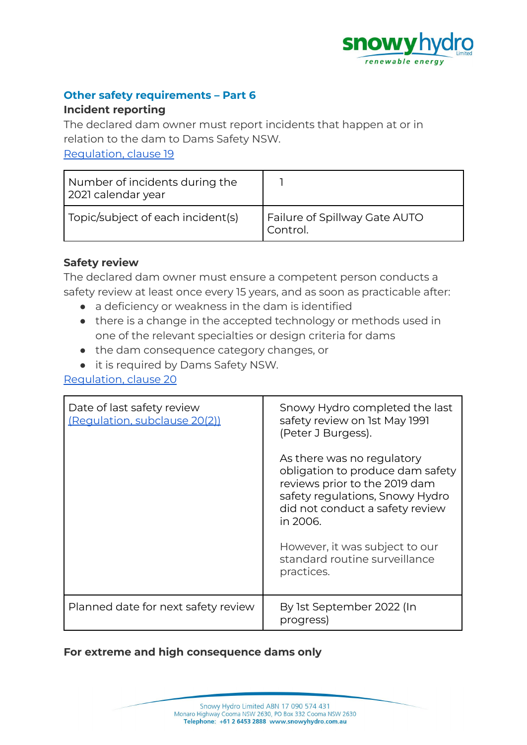## Other safety requirements – Part 6

### Incident reporting

The declared dam owner must report incidents that happen at or in relation to the dam to Dams Safety NSW.

[Regulation, clause 19](#)

| Number of incidents during the 2021 calendar year | 1 |
|---|---|
| Topic/subject of each incident(s) | Failure of Spillway Gate AUTO Control. |

### Safety review

The declared dam owner must ensure a competent person conducts a safety review at least once every 15 years, and as soon as practicable after:

- a deficiency or weakness in the dam is identified
- there is a change in the accepted technology or methods used in one of the relevant specialties or design criteria for dams
- the dam consequence category changes, or
- it is required by Dams Safety NSW.

[Regulation, clause 20](#)

| Date of last safety review [(Regulation, subclause 20(2))](#) | Snowy Hydro completed the last safety review on 1st May 1991 (Peter J Burgess).<br><br>As there was no regulatory obligation to produce dam safety reviews prior to the 2019 dam safety regulations, Snowy Hydro did not conduct a safety review in 2006.<br><br>However, it was subject to our standard routine surveillance practices. |
|---|---|
| Planned date for next safety review | By 1st September 2022 (In progress) |

**For extreme and high consequence dams only**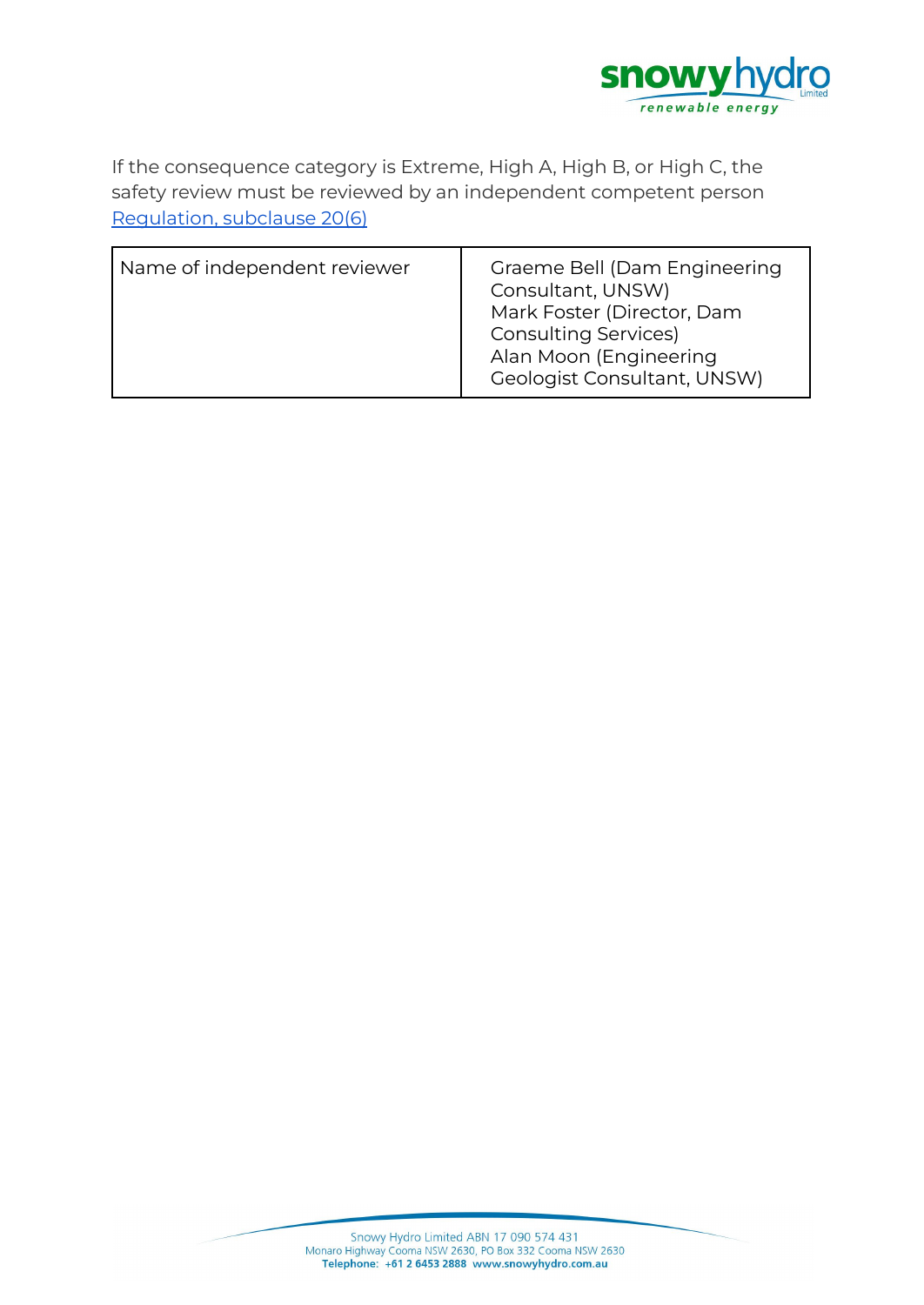If the consequence category is Extreme, High A, High B, or High C, the safety review must be reviewed by an independent competent person [Regulation, subclause 20(6)](#)

| Name of independent reviewer | Graeme Bell (Dam Engineering Consultant, UNSW)<br>Mark Foster (Director, Dam Consulting Services)<br>Alan Moon (Engineering Geologist Consultant, UNSW) |
|---|---|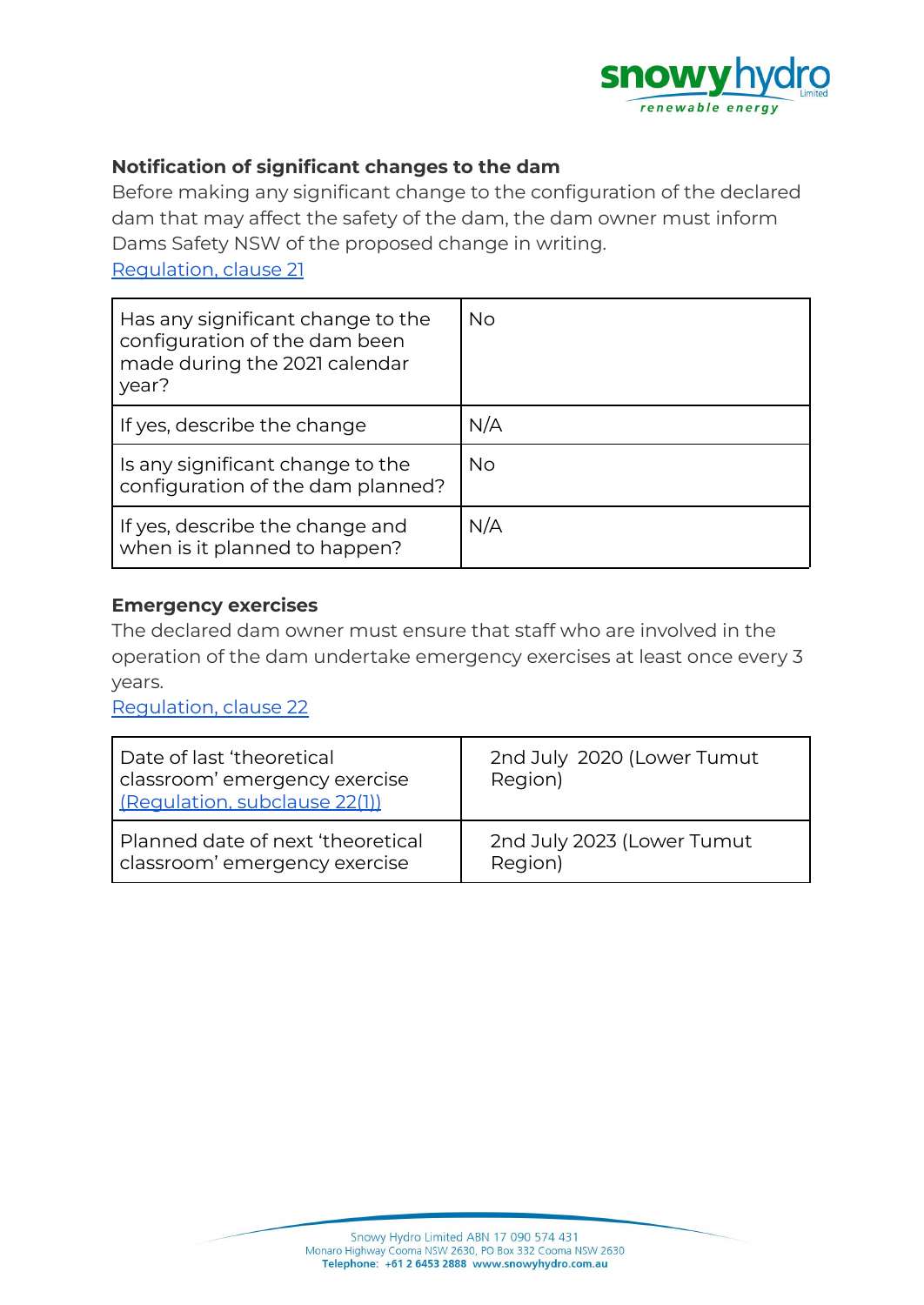### Notification of significant changes to the dam

Before making any significant change to the configuration of the declared dam that may affect the safety of the dam, the dam owner must inform Dams Safety NSW of the proposed change in writing.

Regulation, clause 21

| Has any significant change to the configuration of the dam been made during the 2021 calendar year? | No |
|---|---|
| If yes, describe the change | N/A |
| Is any significant change to the configuration of the dam planned? | No |
| If yes, describe the change and when is it planned to happen? | N/A |

### Emergency exercises

The declared dam owner must ensure that staff who are involved in the operation of the dam undertake emergency exercises at least once every 3 years.

Regulation, clause 22

| Date of last 'theoretical classroom' emergency exercise (Regulation, subclause 22(1)) | 2nd July 2020 (Lower Tumut Region) |
|---|---|
| Planned date of next 'theoretical classroom' emergency exercise | 2nd July 2023 (Lower Tumut Region) |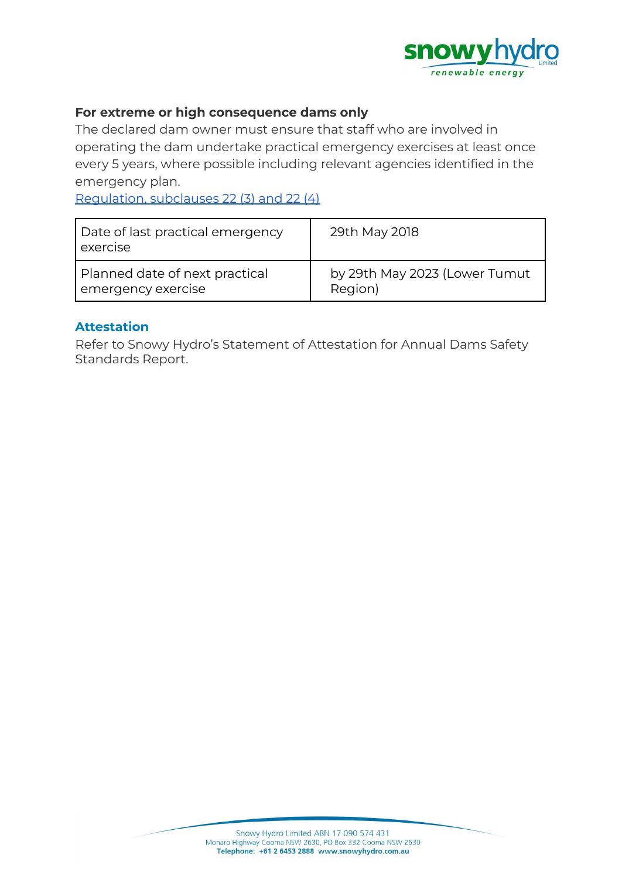**For extreme or high consequence dams only**

The declared dam owner must ensure that staff who are involved in operating the dam undertake practical emergency exercises at least once every 5 years, where possible including relevant agencies identified in the emergency plan.

[Regulation, subclauses 22 (3) and 22 (4)]

| | |
|---|---|
| Date of last practical emergency exercise | 29th May 2018 |
| Planned date of next practical emergency exercise | by 29th May 2023 (Lower Tumut Region) |

## Attestation

Refer to Snowy Hydro's Statement of Attestation for Annual Dams Safety Standards Report.